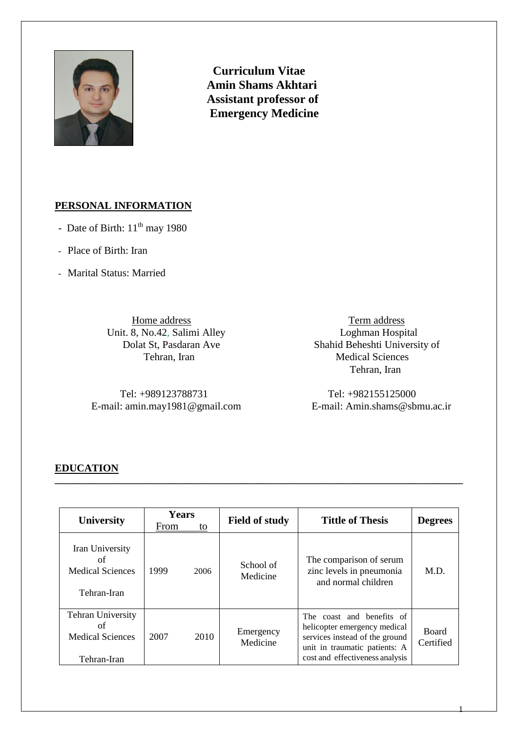# Curriculum Vitae
# Amin Shams Akhtari
# Assistant professor of Emergency Medicine

## PERSONAL INFORMATION

- Date of Birth: 11th may 1980
- Place of Birth: Iran
- Marital Status: Married

**Home address**
Unit. 8, No.42, Salimi Alley
Dolat St, Pasdaran Ave
Tehran, Iran

Tel: +989123788731
E-mail: amin.may1981@gmail.com

**Term address**
Loghman Hospital
Shahid Beheshti University of Medical Sciences
Tehran, Iran

Tel: +982155125000
E-mail: Amin.shams@sbmu.ac.ir

## EDUCATION

| University | Years From | to | Field of study | Tittle of Thesis | Degrees |
|---|---|---|---|---|---|
| Iran University of Medical Sciences Tehran-Iran | 1999 | 2006 | School of Medicine | The comparison of serum zinc levels in pneumonia and normal children | M.D. |
| Tehran University of Medical Sciences Tehran-Iran | 2007 | 2010 | Emergency Medicine | The coast and benefits of helicopter emergency medical services instead of the ground unit in traumatic patients: A cost and effectiveness analysis | Board Certified |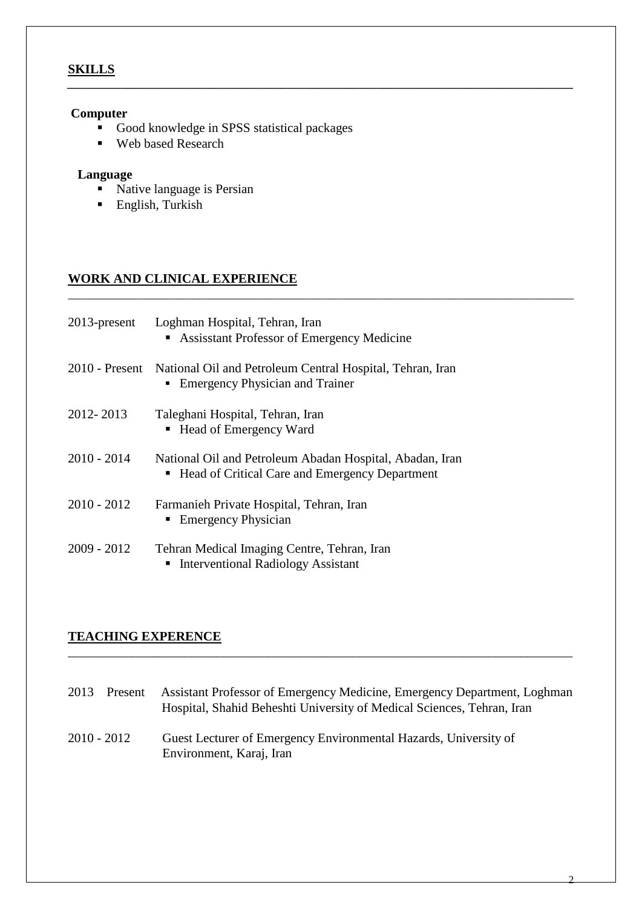## SKILLS

**Computer**

- Good knowledge in SPSS statistical packages
- Web based Research

**Language**

- Native language is Persian
- English, Turkish

## WORK AND CLINICAL EXPERIENCE

2013-present Loghman Hospital, Tehran, Iran
- Assisstant Professor of Emergency Medicine

2010 - Present National Oil and Petroleum Central Hospital, Tehran, Iran
- Emergency Physician and Trainer

2012- 2013 Taleghani Hospital, Tehran, Iran
- Head of Emergency Ward

2010 - 2014 National Oil and Petroleum Abadan Hospital, Abadan, Iran
- Head of Critical Care and Emergency Department

2010 - 2012 Farmanieh Private Hospital, Tehran, Iran
- Emergency Physician

2009 - 2012 Tehran Medical Imaging Centre, Tehran, Iran
- Interventional Radiology Assistant

## TEACHING EXPERENCE

2013 Present Assistant Professor of Emergency Medicine, Emergency Department, Loghman Hospital, Shahid Beheshti University of Medical Sciences, Tehran, Iran

2010 - 2012 Guest Lecturer of Emergency Environmental Hazards, University of Environment, Karaj, Iran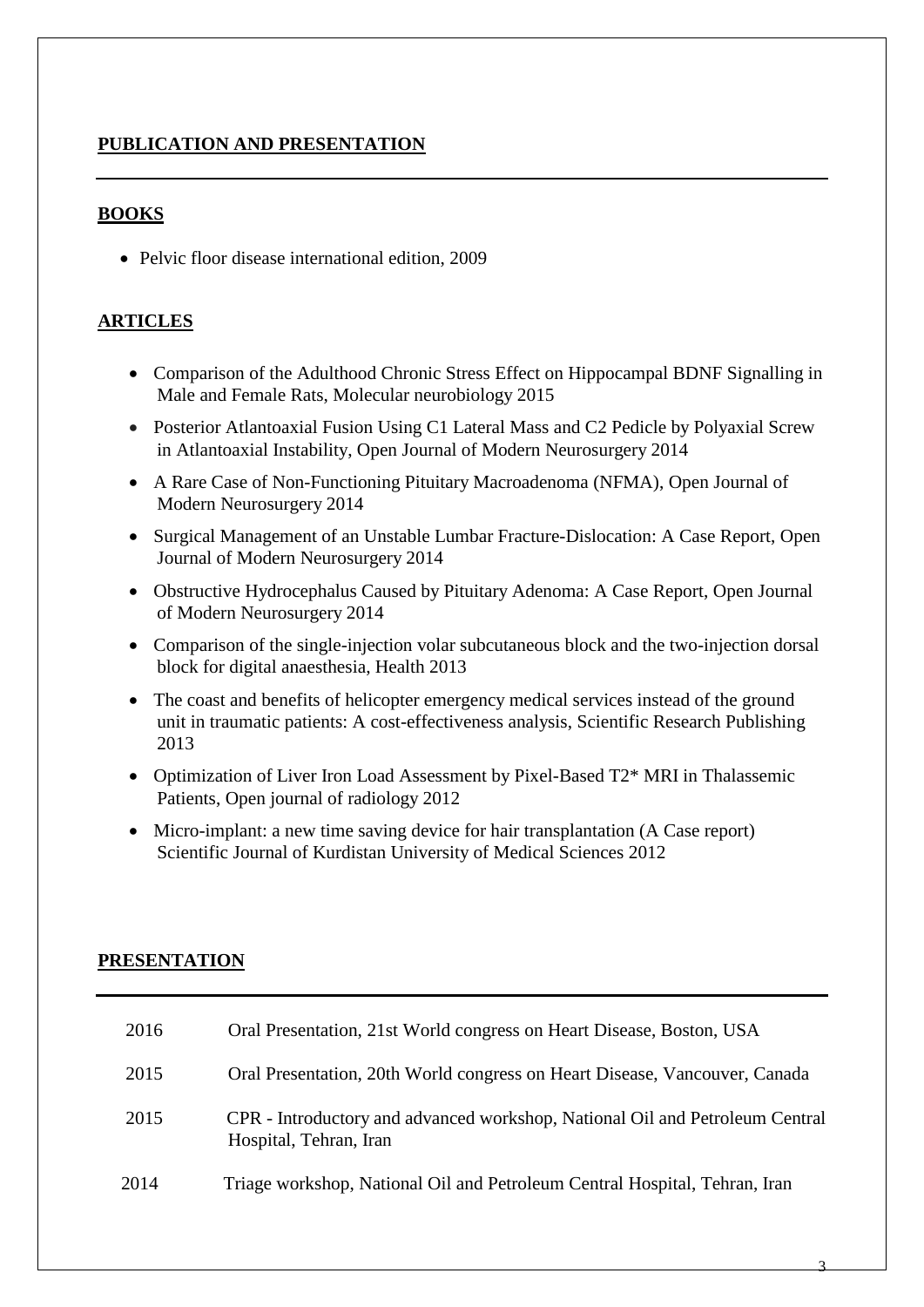## PUBLICATION AND PRESENTATION

### BOOKS

- Pelvic floor disease international edition, 2009

### ARTICLES

- Comparison of the Adulthood Chronic Stress Effect on Hippocampal BDNF Signalling in Male and Female Rats, Molecular neurobiology 2015
- Posterior Atlantoaxial Fusion Using C1 Lateral Mass and C2 Pedicle by Polyaxial Screw in Atlantoaxial Instability, Open Journal of Modern Neurosurgery 2014
- A Rare Case of Non-Functioning Pituitary Macroadenoma (NFMA), Open Journal of Modern Neurosurgery 2014
- Surgical Management of an Unstable Lumbar Fracture-Dislocation: A Case Report, Open Journal of Modern Neurosurgery 2014
- Obstructive Hydrocephalus Caused by Pituitary Adenoma: A Case Report, Open Journal of Modern Neurosurgery 2014
- Comparison of the single-injection volar subcutaneous block and the two-injection dorsal block for digital anaesthesia, Health 2013
- The coast and benefits of helicopter emergency medical services instead of the ground unit in traumatic patients: A cost-effectiveness analysis, Scientific Research Publishing 2013
- Optimization of Liver Iron Load Assessment by Pixel-Based T2* MRI in Thalassemic Patients, Open journal of radiology 2012
- Micro-implant: a new time saving device for hair transplantation (A Case report) Scientific Journal of Kurdistan University of Medical Sciences 2012

### PRESENTATION

| | |
|---|---|
| 2016 | Oral Presentation, 21st World congress on Heart Disease, Boston, USA |
| 2015 | Oral Presentation, 20th World congress on Heart Disease, Vancouver, Canada |
| 2015 | CPR - Introductory and advanced workshop, National Oil and Petroleum Central Hospital, Tehran, Iran |
| 2014 | Triage workshop, National Oil and Petroleum Central Hospital, Tehran, Iran |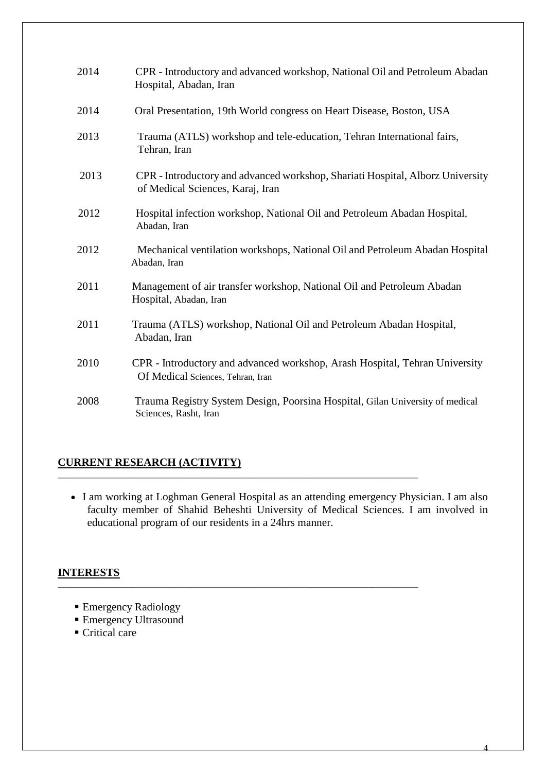| | |
|---|---|
| 2014 | CPR - Introductory and advanced workshop, National Oil and Petroleum Abadan Hospital, Abadan, Iran |
| 2014 | Oral Presentation, 19th World congress on Heart Disease, Boston, USA |
| 2013 | Trauma (ATLS) workshop and tele-education, Tehran International fairs, Tehran, Iran |
| 2013 | CPR - Introductory and advanced workshop, Shariati Hospital, Alborz University of Medical Sciences, Karaj, Iran |
| 2012 | Hospital infection workshop, National Oil and Petroleum Abadan Hospital, Abadan, Iran |
| 2012 | Mechanical ventilation workshops, National Oil and Petroleum Abadan Hospital Abadan, Iran |
| 2011 | Management of air transfer workshop, National Oil and Petroleum Abadan Hospital, Abadan, Iran |
| 2011 | Trauma (ATLS) workshop, National Oil and Petroleum Abadan Hospital, Abadan, Iran |
| 2010 | CPR - Introductory and advanced workshop, Arash Hospital, Tehran University Of Medical Sciences, Tehran, Iran |
| 2008 | Trauma Registry System Design, Poorsina Hospital, Gilan University of medical Sciences, Rasht, Iran |

## CURRENT RESEARCH (ACTIVITY)

- I am working at Loghman General Hospital as an attending emergency Physician. I am also faculty member of Shahid Beheshti University of Medical Sciences. I am involved in educational program of our residents in a 24hrs manner.

## INTERESTS

- Emergency Radiology
- Emergency Ultrasound
- Critical care